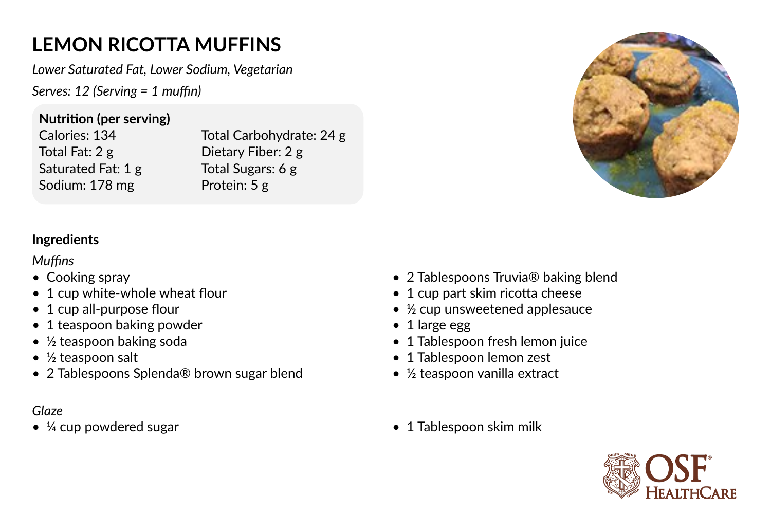# LEMON RICOTTA MUFFINS

*Lower Saturated Fat, Lower Sodium, Vegetarian*

*Serves: 12 (Serving = 1 muffin)*

**Nutrition (per serving)**

| | |
|---|---|
| Calories: 134 | Total Carbohydrate: 24 g |
| Total Fat: 2 g | Dietary Fiber: 2 g |
| Saturated Fat: 1 g | Total Sugars: 6 g |
| Sodium: 178 mg | Protein: 5 g |

### Ingredients

*Muffins*

- Cooking spray
- 1 cup white-whole wheat flour
- 1 cup all-purpose flour
- 1 teaspoon baking powder
- ½ teaspoon baking soda
- ½ teaspoon salt
- 2 Tablespoons Splenda® brown sugar blend
- 2 Tablespoons Truvia® baking blend
- 1 cup part skim ricotta cheese
- ½ cup unsweetened applesauce
- 1 large egg
- 1 Tablespoon fresh lemon juice
- 1 Tablespoon lemon zest
- ½ teaspoon vanilla extract

*Glaze*

- ¼ cup powdered sugar
- 1 Tablespoon skim milk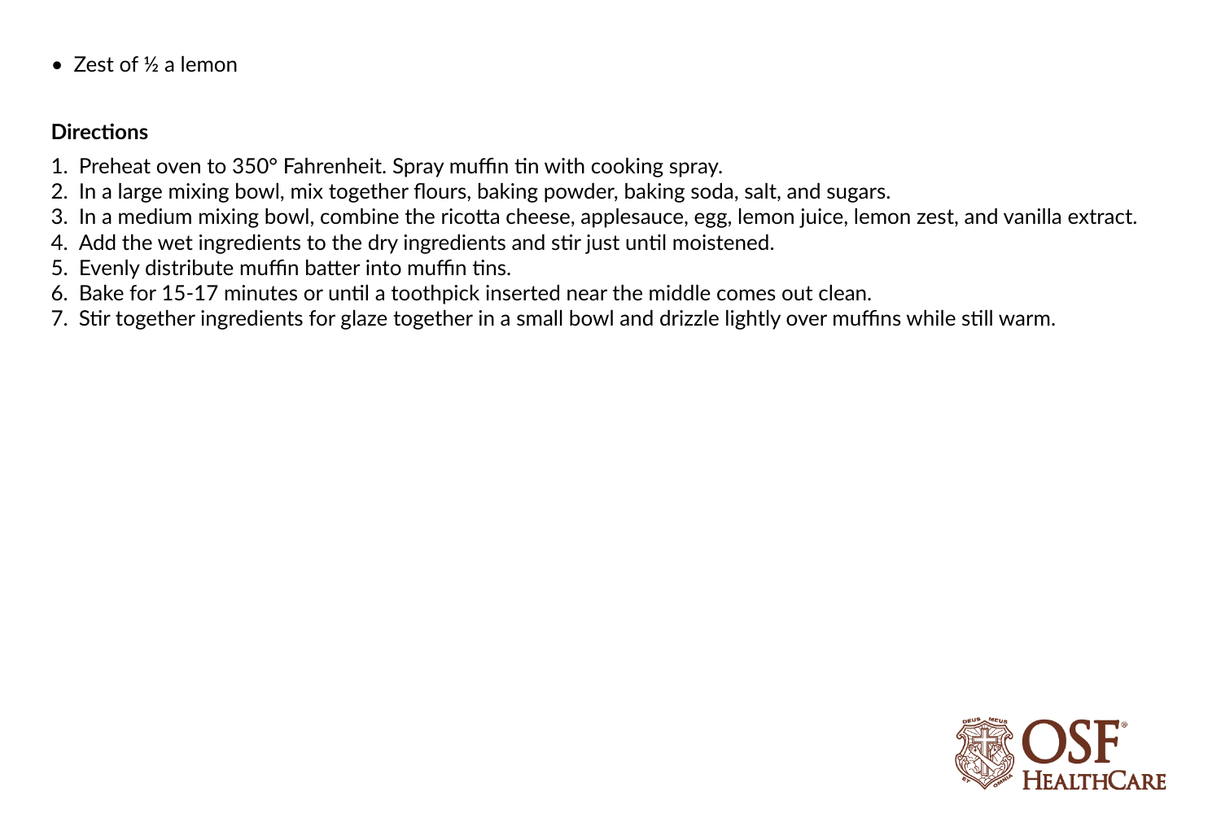- Zest of ½ a lemon

**Directions**

1. Preheat oven to 350° Fahrenheit. Spray muffin tin with cooking spray.
2. In a large mixing bowl, mix together flours, baking powder, baking soda, salt, and sugars.
3. In a medium mixing bowl, combine the ricotta cheese, applesauce, egg, lemon juice, lemon zest, and vanilla extract.
4. Add the wet ingredients to the dry ingredients and stir just until moistened.
5. Evenly distribute muffin batter into muffin tins.
6. Bake for 15-17 minutes or until a toothpick inserted near the middle comes out clean.
7. Stir together ingredients for glaze together in a small bowl and drizzle lightly over muffins while still warm.